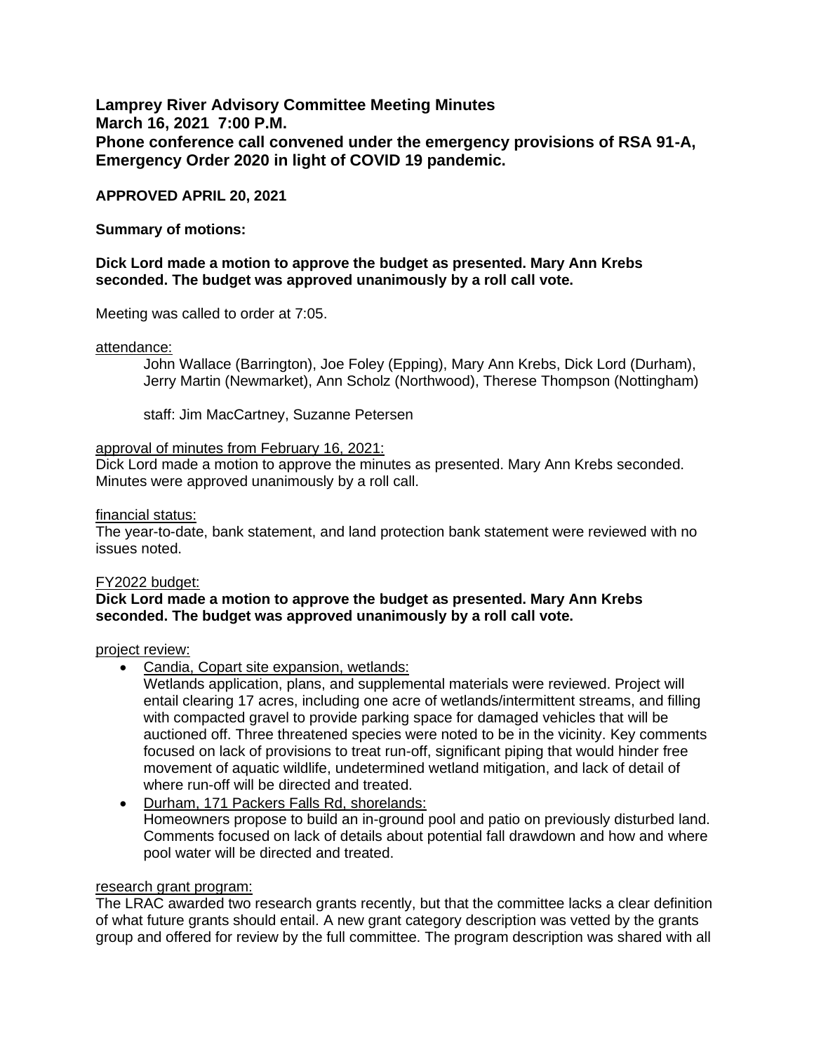**Lamprey River Advisory Committee Meeting Minutes**
**March 16, 2021 7:00 P.M.**
**Phone conference call convened under the emergency provisions of RSA 91-A, Emergency Order 2020 in light of COVID 19 pandemic.**

**APPROVED APRIL 20, 2021**

**Summary of motions:**

**Dick Lord made a motion to approve the budget as presented. Mary Ann Krebs seconded. The budget was approved unanimously by a roll call vote.**

Meeting was called to order at 7:05.

attendance:

John Wallace (Barrington), Joe Foley (Epping), Mary Ann Krebs, Dick Lord (Durham), Jerry Martin (Newmarket), Ann Scholz (Northwood), Therese Thompson (Nottingham)

staff: Jim MacCartney, Suzanne Petersen

approval of minutes from February 16, 2021:

Dick Lord made a motion to approve the minutes as presented. Mary Ann Krebs seconded. Minutes were approved unanimously by a roll call.

financial status:

The year-to-date, bank statement, and land protection bank statement were reviewed with no issues noted.

FY2022 budget:

**Dick Lord made a motion to approve the budget as presented. Mary Ann Krebs seconded. The budget was approved unanimously by a roll call vote.**

project review:

- Candia, Copart site expansion, wetlands:
  Wetlands application, plans, and supplemental materials were reviewed. Project will entail clearing 17 acres, including one acre of wetlands/intermittent streams, and filling with compacted gravel to provide parking space for damaged vehicles that will be auctioned off. Three threatened species were noted to be in the vicinity. Key comments focused on lack of provisions to treat run-off, significant piping that would hinder free movement of aquatic wildlife, undetermined wetland mitigation, and lack of detail of where run-off will be directed and treated.
- Durham, 171 Packers Falls Rd, shorelands:
  Homeowners propose to build an in-ground pool and patio on previously disturbed land. Comments focused on lack of details about potential fall drawdown and how and where pool water will be directed and treated.

research grant program:

The LRAC awarded two research grants recently, but that the committee lacks a clear definition of what future grants should entail. A new grant category description was vetted by the grants group and offered for review by the full committee. The program description was shared with all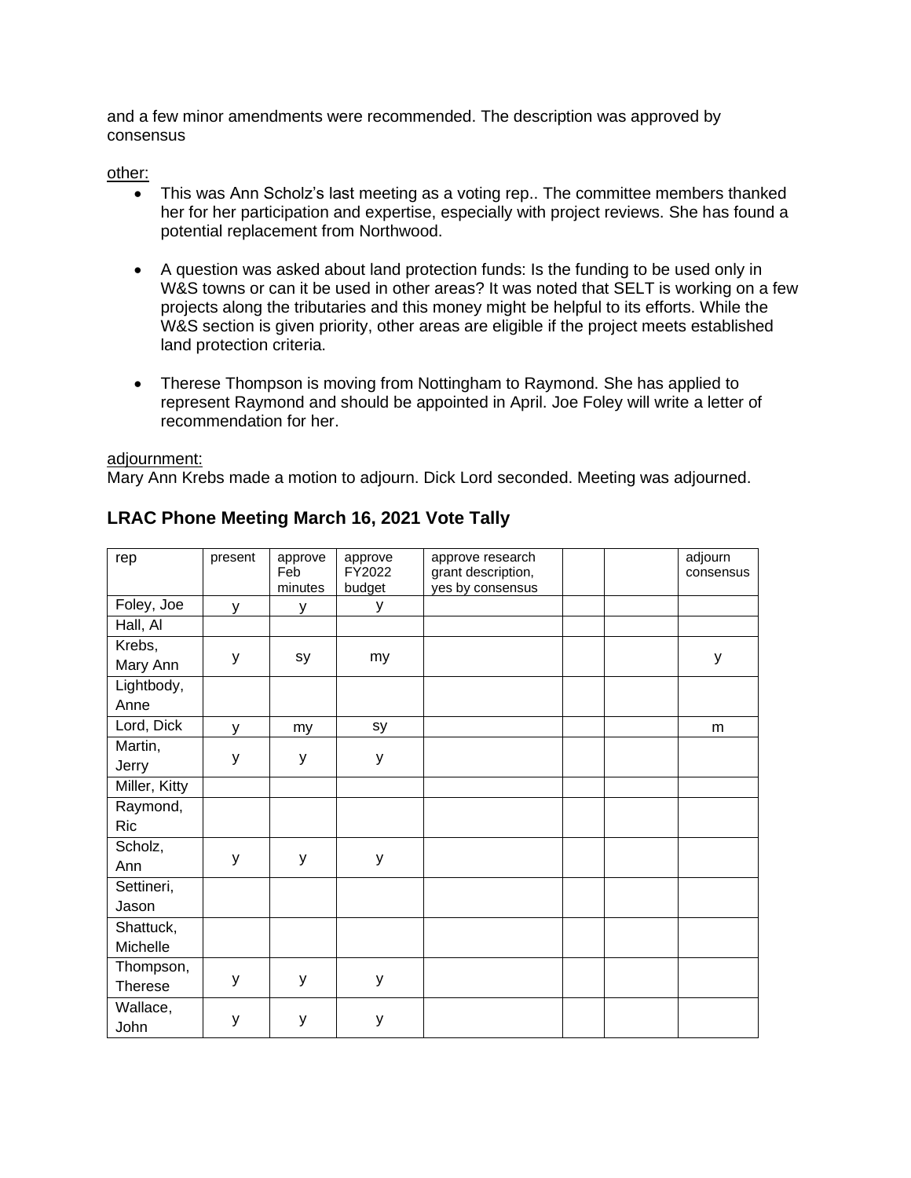and a few minor amendments were recommended. The description was approved by consensus

other:

- This was Ann Scholz's last meeting as a voting rep.. The committee members thanked her for her participation and expertise, especially with project reviews. She has found a potential replacement from Northwood.
- A question was asked about land protection funds: Is the funding to be used only in W&S towns or can it be used in other areas? It was noted that SELT is working on a few projects along the tributaries and this money might be helpful to its efforts. While the W&S section is given priority, other areas are eligible if the project meets established land protection criteria.
- Therese Thompson is moving from Nottingham to Raymond. She has applied to represent Raymond and should be appointed in April. Joe Foley will write a letter of recommendation for her.

adjournment:
Mary Ann Krebs made a motion to adjourn. Dick Lord seconded. Meeting was adjourned.

## LRAC Phone Meeting March 16, 2021 Vote Tally

| rep | present | approve Feb minutes | approve FY2022 budget | approve research grant description, yes by consensus | | | adjourn consensus |
|---|---|---|---|---|---|---|---|
| Foley, Joe | y | y | y | | | | |
| Hall, Al | | | | | | | |
| Krebs, Mary Ann | y | sy | my | | | | y |
| Lightbody, Anne | | | | | | | |
| Lord, Dick | y | my | sy | | | | m |
| Martin, Jerry | y | y | y | | | | |
| Miller, Kitty | | | | | | | |
| Raymond, Ric | | | | | | | |
| Scholz, Ann | y | y | y | | | | |
| Settineri, Jason | | | | | | | |
| Shattuck, Michelle | | | | | | | |
| Thompson, Therese | y | y | y | | | | |
| Wallace, John | y | y | y | | | | |